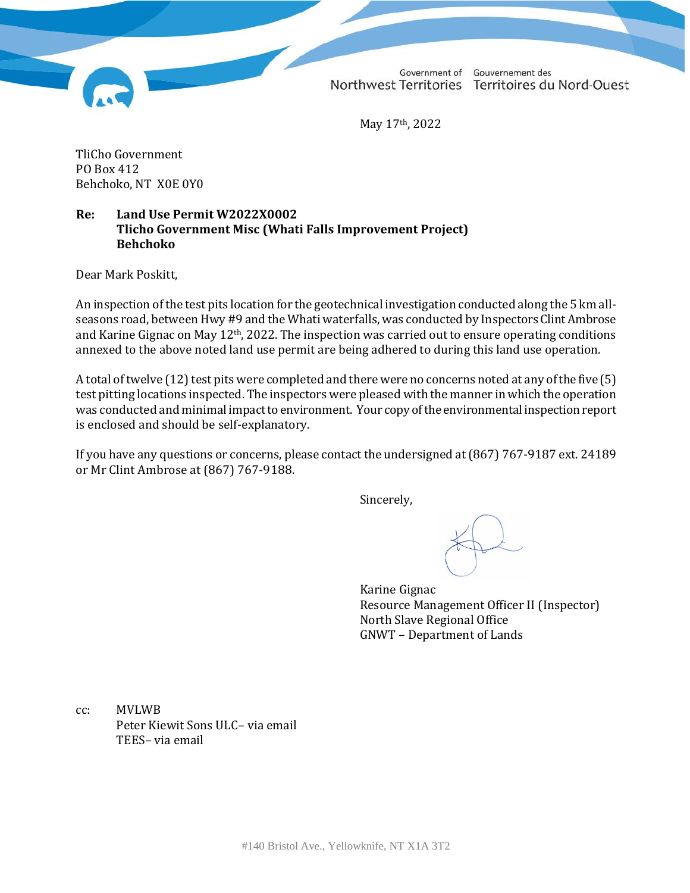Government of Northwest Territories | Gouvernement des Territoires du Nord-Ouest

May 17th, 2022

TliCho Government
PO Box 412
Behchoko, NT X0E 0Y0

**Re: Land Use Permit W2022X0002**
**Tlicho Government Misc (Whati Falls Improvement Project)**
**Behchoko**

Dear Mark Poskitt,

An inspection of the test pits location for the geotechnical investigation conducted along the 5 km all-seasons road, between Hwy #9 and the Whati waterfalls, was conducted by Inspectors Clint Ambrose and Karine Gignac on May 12th, 2022. The inspection was carried out to ensure operating conditions annexed to the above noted land use permit are being adhered to during this land use operation.

A total of twelve (12) test pits were completed and there were no concerns noted at any of the five (5) test pitting locations inspected. The inspectors were pleased with the manner in which the operation was conducted and minimal impact to environment. Your copy of the environmental inspection report is enclosed and should be self-explanatory.

If you have any questions or concerns, please contact the undersigned at (867) 767-9187 ext. 24189 or Mr Clint Ambrose at (867) 767-9188.

Sincerely,

Karine Gignac
Resource Management Officer II (Inspector)
North Slave Regional Office
GNWT – Department of Lands

cc: MVLWB
Peter Kiewit Sons ULC– via email
TEES– via email

#140 Bristol Ave., Yellowknife, NT X1A 3T2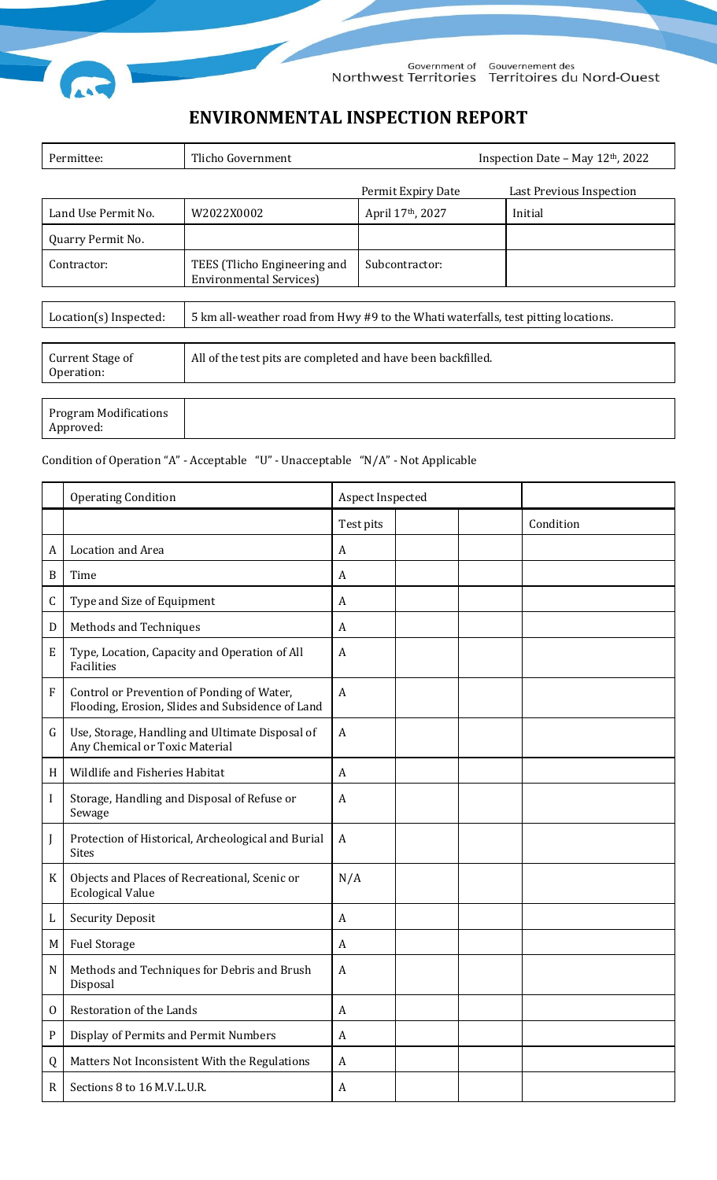Government of Northwest Territories | Gouvernement des Territoires du Nord-Ouest

# ENVIRONMENTAL INSPECTION REPORT

| Permittee: | Tlicho Government | | Inspection Date – May 12th, 2022 |
|---|---|---|---|
| | | Permit Expiry Date | Last Previous Inspection |
| Land Use Permit No. | W2022X0002 | April 17th, 2027 | Initial |
| Quarry Permit No. | | | |
| Contractor: | TEES (Tlicho Engineering and Environmental Services) | Subcontractor: | |

| Location(s) Inspected: | 5 km all-weather road from Hwy #9 to the Whati waterfalls, test pitting locations. |
|---|---|

| Current Stage of Operation: | All of the test pits are completed and have been backfilled. |
|---|---|

| Program Modifications Approved: | |
|---|---|

Condition of Operation "A" - Acceptable "U" - Unacceptable "N/A" - Not Applicable

| | Operating Condition | Aspect Inspected | | | |
|---|---|---|---|---|---|
| | | Test pits | | | Condition |
| A | Location and Area | A | | | |
| B | Time | A | | | |
| C | Type and Size of Equipment | A | | | |
| D | Methods and Techniques | A | | | |
| E | Type, Location, Capacity and Operation of All Facilities | A | | | |
| F | Control or Prevention of Ponding of Water, Flooding, Erosion, Slides and Subsidence of Land | A | | | |
| G | Use, Storage, Handling and Ultimate Disposal of Any Chemical or Toxic Material | A | | | |
| H | Wildlife and Fisheries Habitat | A | | | |
| I | Storage, Handling and Disposal of Refuse or Sewage | A | | | |
| J | Protection of Historical, Archeological and Burial Sites | A | | | |
| K | Objects and Places of Recreational, Scenic or Ecological Value | N/A | | | |
| L | Security Deposit | A | | | |
| M | Fuel Storage | A | | | |
| N | Methods and Techniques for Debris and Brush Disposal | A | | | |
| O | Restoration of the Lands | A | | | |
| P | Display of Permits and Permit Numbers | A | | | |
| Q | Matters Not Inconsistent With the Regulations | A | | | |
| R | Sections 8 to 16 M.V.L.U.R. | A | | | |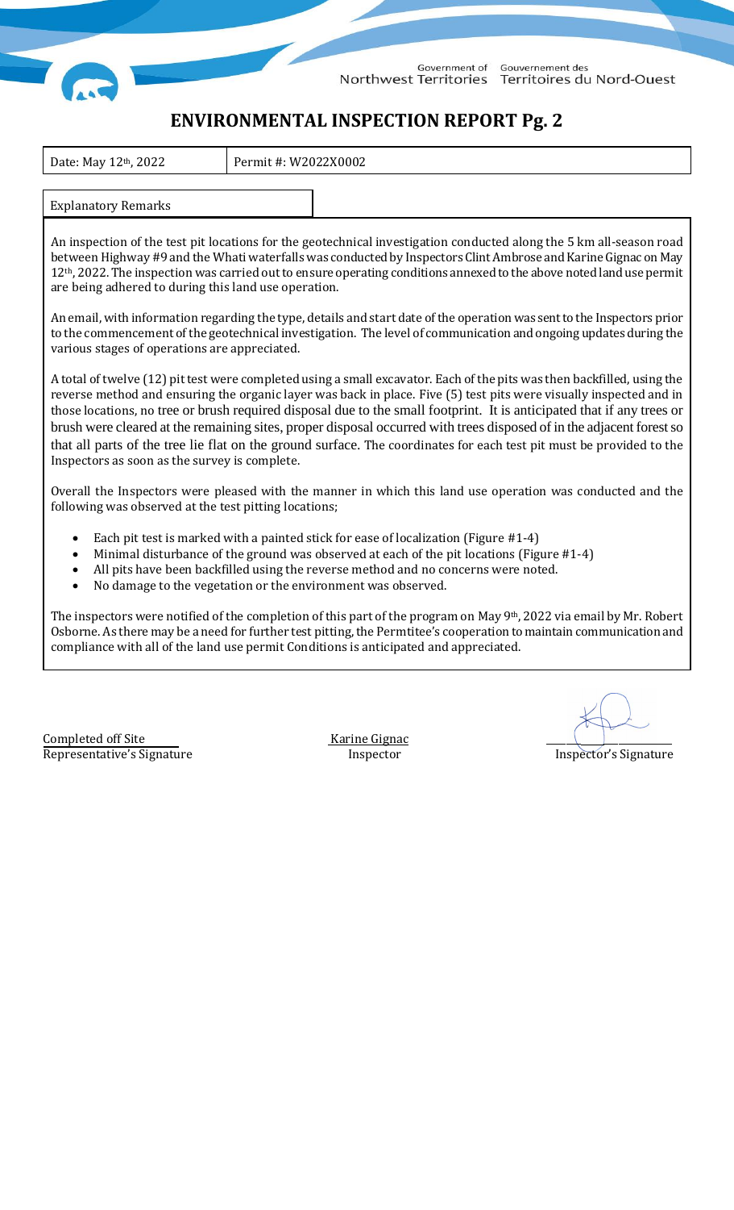Government of Northwest Territories | Gouvernement des Territoires du Nord-Ouest

# ENVIRONMENTAL INSPECTION REPORT Pg. 2

| Date: May 12th, 2022 | Permit #: W2022X0002 |
| --- | --- |

Explanatory Remarks

An inspection of the test pit locations for the geotechnical investigation conducted along the 5 km all-season road between Highway #9 and the Whati waterfalls was conducted by Inspectors Clint Ambrose and Karine Gignac on May 12th, 2022. The inspection was carried out to ensure operating conditions annexed to the above noted land use permit are being adhered to during this land use operation.

An email, with information regarding the type, details and start date of the operation was sent to the Inspectors prior to the commencement of the geotechnical investigation. The level of communication and ongoing updates during the various stages of operations are appreciated.

A total of twelve (12) pit test were completed using a small excavator. Each of the pits was then backfilled, using the reverse method and ensuring the organic layer was back in place. Five (5) test pits were visually inspected and in those locations, no tree or brush required disposal due to the small footprint. It is anticipated that if any trees or brush were cleared at the remaining sites, proper disposal occurred with trees disposed of in the adjacent forest so that all parts of the tree lie flat on the ground surface. The coordinates for each test pit must be provided to the Inspectors as soon as the survey is complete.

Overall the Inspectors were pleased with the manner in which this land use operation was conducted and the following was observed at the test pitting locations;

- Each pit test is marked with a painted stick for ease of localization (Figure #1-4)
- Minimal disturbance of the ground was observed at each of the pit locations (Figure #1-4)
- All pits have been backfilled using the reverse method and no concerns were noted.
- No damage to the vegetation or the environment was observed.

The inspectors were notified of the completion of this part of the program on May 9th, 2022 via email by Mr. Robert Osborne. As there may be a need for further test pitting, the Permtitee's cooperation to maintain communication and compliance with all of the land use permit Conditions is anticipated and appreciated.

| Completed off Site | Karine Gignac | |
| --- | --- | --- |
| Representative's Signature | Inspector | Inspector's Signature |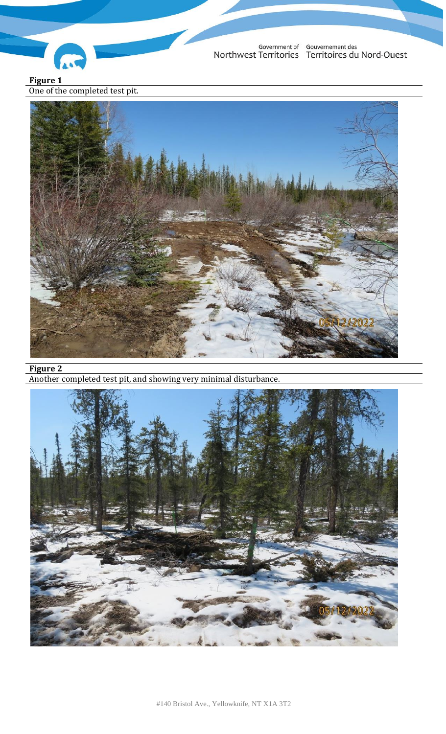**Figure 1**

One of the completed test pit.

**Figure 2**

Another completed test pit, and showing very minimal disturbance.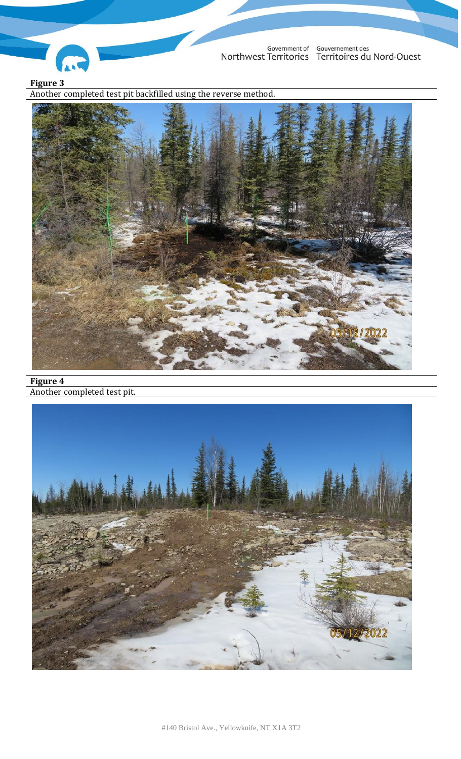**Figure 3**

Another completed test pit backfilled using the reverse method.

**Figure 4**

Another completed test pit.